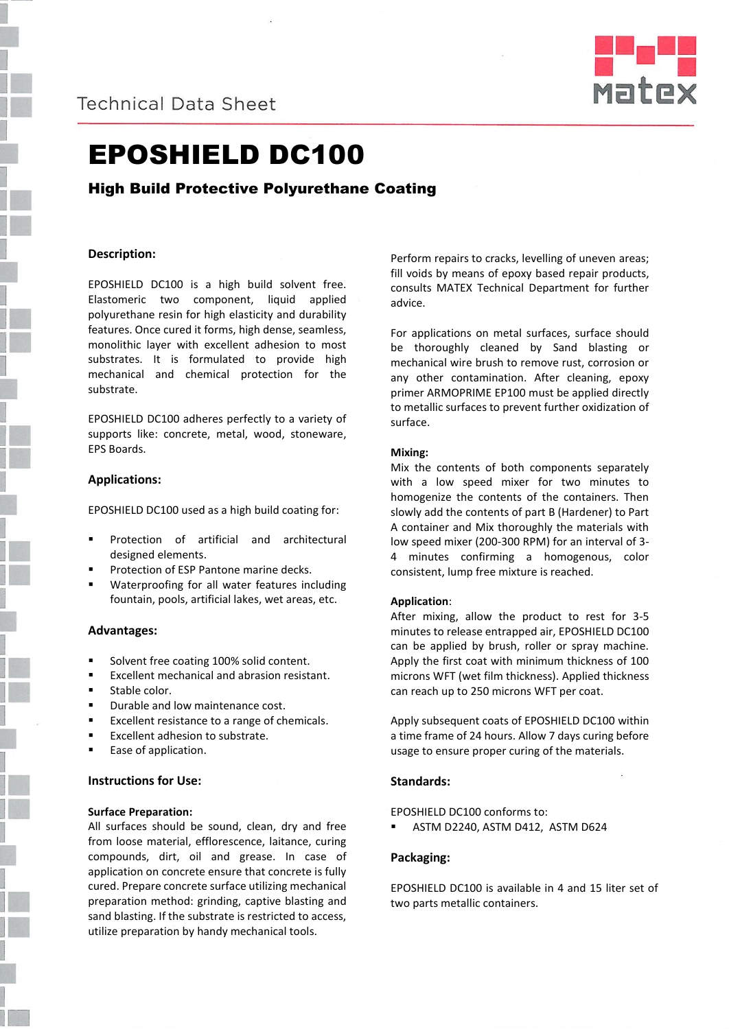Technical Data Sheet

# EPOSHIELD DC100

## High Build Protective Polyurethane Coating

### Description:

EPOSHIELD DC100 is a high build solvent free. Elastomeric two component, liquid applied polyurethane resin for high elasticity and durability features. Once cured it forms, high dense, seamless, monolithic layer with excellent adhesion to most substrates. It is formulated to provide high mechanical and chemical protection for the substrate.

EPOSHIELD DC100 adheres perfectly to a variety of supports like: concrete, metal, wood, stoneware, EPS Boards.

### Applications:

EPOSHIELD DC100 used as a high build coating for:

- Protection of artificial and architectural designed elements.
- Protection of ESP Pantone marine decks.
- Waterproofing for all water features including fountain, pools, artificial lakes, wet areas, etc.

### Advantages:

- Solvent free coating 100% solid content.
- Excellent mechanical and abrasion resistant.
- Stable color.
- Durable and low maintenance cost.
- Excellent resistance to a range of chemicals.
- Excellent adhesion to substrate.
- Ease of application.

### Instructions for Use:

**Surface Preparation:**

All surfaces should be sound, clean, dry and free from loose material, efflorescence, laitance, curing compounds, dirt, oil and grease. In case of application on concrete ensure that concrete is fully cured. Prepare concrete surface utilizing mechanical preparation method: grinding, captive blasting and sand blasting. If the substrate is restricted to access, utilize preparation by handy mechanical tools.

Perform repairs to cracks, levelling of uneven areas; fill voids by means of epoxy based repair products, consults MATEX Technical Department for further advice.

For applications on metal surfaces, surface should be thoroughly cleaned by Sand blasting or mechanical wire brush to remove rust, corrosion or any other contamination. After cleaning, epoxy primer ARMOPRIME EP100 must be applied directly to metallic surfaces to prevent further oxidization of surface.

**Mixing:**

Mix the contents of both components separately with a low speed mixer for two minutes to homogenize the contents of the containers. Then slowly add the contents of part B (Hardener) to Part A container and Mix thoroughly the materials with low speed mixer (200-300 RPM) for an interval of 3-4 minutes confirming a homogenous, color consistent, lump free mixture is reached.

**Application**:

After mixing, allow the product to rest for 3-5 minutes to release entrapped air, EPOSHIELD DC100 can be applied by brush, roller or spray machine. Apply the first coat with minimum thickness of 100 microns WFT (wet film thickness). Applied thickness can reach up to 250 microns WFT per coat.

Apply subsequent coats of EPOSHIELD DC100 within a time frame of 24 hours. Allow 7 days curing before usage to ensure proper curing of the materials.

### Standards:

EPOSHIELD DC100 conforms to:

- ASTM D2240, ASTM D412, ASTM D624

### Packaging:

EPOSHIELD DC100 is available in 4 and 15 liter set of two parts metallic containers.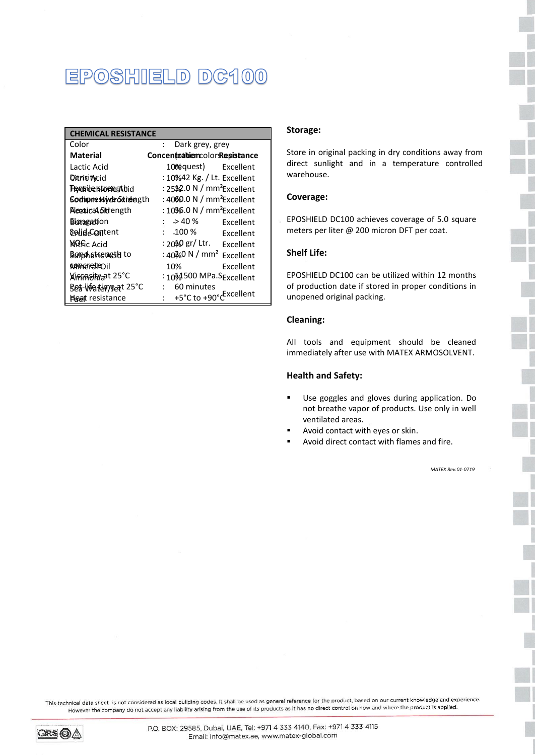# EPOSHIELD DC100

| CHEMICAL RESISTANCE | | |
|---|---|---|
| **Material** | **Concentration** | **Resistance** |
| Lactic Acid | 10% | Excellent |
| Citric Acid | 10% | Excellent |
| Hydrochloric Acid | 25% | Excellent |
| Sodium Hydroxide | 40% | Excellent |
| Acetic Acid | 10% | Excellent |
| Butanol | - | Excellent |
| Crude Oil | - | Excellent |
| Nitric Acid | 20% | Excellent |
| Sulphuric Acid | 40% | Excellent |
| Mineral Oil | 10% | Excellent |
| Ammonia | 10% | Excellent |
| Sea Water | - | |
| Fuel | - | Excellent |

| | | |
|---|---|---|
| Color | : | Dark grey, grey (other color on request) |
| Density | : | 1.42 Kg. / Lt. |
| Tensile strength | : | 12.0 N / mm² |
| Compressive Strength | : | 60.0 N / mm² |
| Flexural Strength | : | 36.0 N / mm² |
| Elongation | : | > 40 % |
| Solid Content | : | 100 % |
| VOC | : | 10 gr/ Ltr. |
| Bond strength to concrete | : | 2.0 N / mm² |
| Viscosity at 25°C | : | 1500 MPa.S |
| Pot-life time at 25°C | : | 60 minutes |
| Heat resistance | : | +5°C to +90°C |

### Storage:

Store in original packing in dry conditions away from direct sunlight and in a temperature controlled warehouse.

### Coverage:

EPOSHIELD DC100 achieves coverage of 5.0 square meters per liter @ 200 micron DFT per coat.

### Shelf Life:

EPOSHIELD DC100 can be utilized within 12 months of production date if stored in proper conditions in unopened original packing.

### Cleaning:

All tools and equipment should be cleaned immediately after use with MATEX ARMOSOLVENT.

### Health and Safety:

- Use goggles and gloves during application. Do not breathe vapor of products. Use only in well ventilated areas.
- Avoid contact with eyes or skin.
- Avoid direct contact with flames and fire.

*MATEX Rev.01-0719*

This technical data sheet is not considered as local building codes. It shall be used as general reference for the product, based on our current knowledge and experience. However the company do not accept any liability arising from the use of its products as it has no direct control on how and where the product is applied.

P.O. BOX: 29585, Dubai, UAE, Tel: +971 4 333 4140, Fax: +971 4 333 4115
Email: info@matex.ae, www.matex-global.com